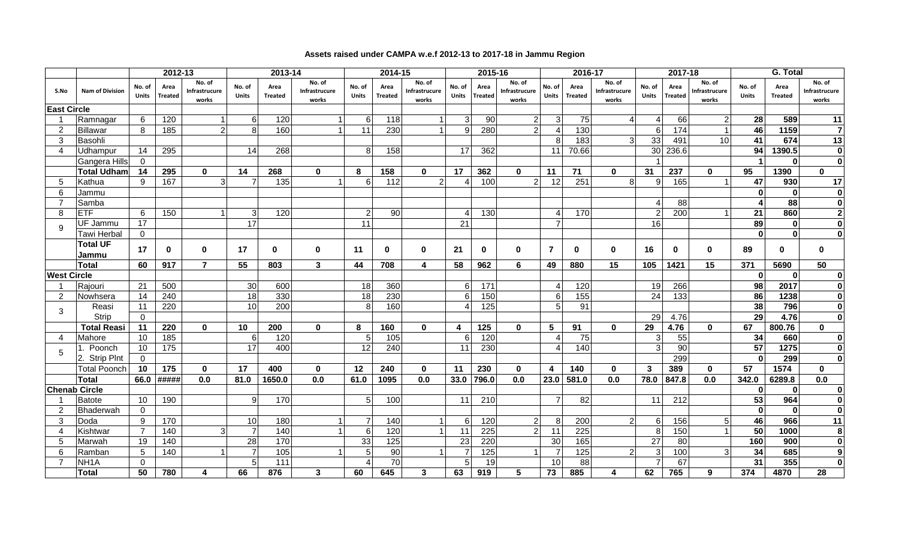# Assets raised under CAMPA w.e.f 2012-13 to 2017-18 in Jammu Region

| S.No | Nam of Division | 2012-13 | | | 2013-14 | | | 2014-15 | | | 2015-16 | | | 2016-17 | | | 2017-18 | | | G. Total | | |
|---|---|---|---|---|---|---|---|---|---|---|---|---|---|---|---|---|---|---|---|---|---|---|
| | | No. of Units | Area Treated | No. of Infrastrucure works | No. of Units | Area Treated | No. of Infrastrucure works | No. of Units | Area Treated | No. of Infrastrucure works | No. of Units | Area Treated | No. of Infrastrucure works | No. of Units | Area Treated | No. of Infrastrucure works | No. of Units | Area Treated | No. of Infrastrucure works | No. of Units | Area Treated | No. of Infrastrucure works |
| **East Circle** | | | | | | | | | | | | | | | | | | | | | | |
| 1 | Ramnagar | 6 | 120 | 1 | 6 | 120 | 1 | 6 | 118 | 1 | 3 | 90 | 2 | 3 | 75 | 4 | 4 | 66 | 2 | 28 | 589 | 11 |
| 2 | Billawar | 8 | 185 | 2 | 8 | 160 | 1 | 11 | 230 | 1 | 9 | 280 | 2 | 4 | 130 | | 6 | 174 | 1 | 46 | 1159 | 7 |
| 3 | Basohli | | | | | | | | | | | | | 8 | 183 | 3 | 33 | 491 | 10 | 41 | 674 | 13 |
| 4 | Udhampur | 14 | 295 | | 14 | 268 | | 8 | 158 | | 17 | 362 | | 11 | 70.66 | | 30 | 236.6 | | 94 | 1390.5 | 0 |
| | Gangera Hills | 0 | | | | | | | | | | | | | | | 1 | | | 1 | 0 | 0 |
| | **Total Udham** | **14** | **295** | **0** | **14** | **268** | **0** | **8** | **158** | **0** | **17** | **362** | **0** | **11** | **71** | **0** | **31** | **237** | **0** | **95** | **1390** | **0** |
| 5 | Kathua | 9 | 167 | 3 | 7 | 135 | 1 | 6 | 112 | 2 | 4 | 100 | 2 | 12 | 251 | 8 | 9 | 165 | 1 | 47 | 930 | 17 |
| 6 | Jammu | | | | | | | | | | | | | | | | | | | 0 | 0 | 0 |
| 7 | Samba | | | | | | | | | | | | | | | | 4 | 88 | | 4 | 88 | 0 |
| 8 | ETF | 6 | 150 | 1 | 3 | 120 | | 2 | 90 | | 4 | 130 | | 4 | 170 | | 2 | 200 | 1 | 21 | 860 | 2 |
| 9 | UF Jammu | 17 | | | 17 | | | 11 | | | 21 | | | 7 | | | 16 | | | 89 | 0 | 0 |
| | Tawi Herbal | 0 | | | | | | | | | | | | | | | | | | 0 | 0 | 0 |
| | **Total UF Jammu** | **17** | **0** | **0** | **17** | **0** | **0** | **11** | **0** | **0** | **21** | **0** | **0** | **7** | **0** | **0** | **16** | **0** | **0** | **89** | **0** | **0** |
| | **Total** | **60** | **917** | **7** | **55** | **803** | **3** | **44** | **708** | **4** | **58** | **962** | **6** | **49** | **880** | **15** | **105** | **1421** | **15** | **371** | **5690** | **50** |
| **West Circle** | | | | | | | | | | | | | | | | | | | | 0 | 0 | 0 |
| 1 | Rajouri | 21 | 500 | | 30 | 600 | | 18 | 360 | | 6 | 171 | | 4 | 120 | | 19 | 266 | | 98 | 2017 | 0 |
| 2 | Nowhsera | 14 | 240 | | 18 | 330 | | 18 | 230 | | 6 | 150 | | 6 | 155 | | 24 | 133 | | 86 | 1238 | 0 |
| 3 | Reasi | 11 | 220 | | 10 | 200 | | 8 | 160 | | 4 | 125 | | 5 | 91 | | | | | 38 | 796 | 0 |
| | Strip | 0 | | | | | | | | | | | | | | | 29 | 4.76 | | 29 | 4.76 | 0 |
| | **Total Reasi** | **11** | **220** | **0** | **10** | **200** | **0** | **8** | **160** | **0** | **4** | **125** | **0** | **5** | **91** | **0** | **29** | **4.76** | **0** | **67** | **800.76** | **0** |
| 4 | Mahore | 10 | 185 | | 6 | 120 | | 5 | 105 | | 6 | 120 | | 4 | 75 | | 3 | 55 | | 34 | 660 | 0 |
| 5 | 1. Poonch | 10 | 175 | | 17 | 400 | | 12 | 240 | | 11 | 230 | | 4 | 140 | | 3 | 90 | | 57 | 1275 | 0 |
| | 2. Strip Plnt | 0 | | | | | | | | | | | | | | | | 299 | | 0 | 299 | 0 |
| | Total Poonch | **10** | **175** | **0** | **17** | **400** | **0** | **12** | **240** | **0** | **11** | **230** | **0** | **4** | **140** | **0** | **3** | **389** | **0** | **57** | **1574** | **0** |
| | **Total** | **66.0** | **#####** | **0.0** | **81.0** | **1650.0** | **0.0** | **61.0** | **1095** | **0.0** | **33.0** | **796.0** | **0.0** | **23.0** | **581.0** | **0.0** | **78.0** | **847.8** | **0.0** | **342.0** | **6289.8** | **0.0** |
| **Chenab Circle** | | | | | | | | | | | | | | | | | | | | 0 | 0 | 0 |
| 1 | Batote | 10 | 190 | | 9 | 170 | | 5 | 100 | | 11 | 210 | | 7 | 82 | | 11 | 212 | | 53 | 964 | 0 |
| 2 | Bhaderwah | 0 | | | | | | | | | | | | | | | | | | 0 | 0 | 0 |
| 3 | Doda | 9 | 170 | | 10 | 180 | 1 | 7 | 140 | 1 | 6 | 120 | 2 | 8 | 200 | 2 | 6 | 156 | 5 | 46 | 966 | 11 |
| 4 | Kishtwar | 7 | 140 | 3 | 7 | 140 | 1 | 6 | 120 | 1 | 11 | 225 | 2 | 11 | 225 | | 8 | 150 | 1 | 50 | 1000 | 8 |
| 5 | Marwah | 19 | 140 | | 28 | 170 | | 33 | 125 | | 23 | 220 | | 30 | 165 | | 27 | 80 | | 160 | 900 | 0 |
| 6 | Ramban | 5 | 140 | 1 | 7 | 105 | 1 | 5 | 90 | 1 | 7 | 125 | 1 | 7 | 125 | 2 | 3 | 100 | 3 | 34 | 685 | 9 |
| 7 | NH1A | 0 | | | 5 | 111 | | 4 | 70 | | 5 | 19 | | 10 | 88 | | 7 | 67 | | 31 | 355 | 0 |
| | **Total** | **50** | **780** | **4** | **66** | **876** | **3** | **60** | **645** | **3** | **63** | **919** | **5** | **73** | **885** | **4** | **62** | **765** | **9** | **374** | **4870** | **28** |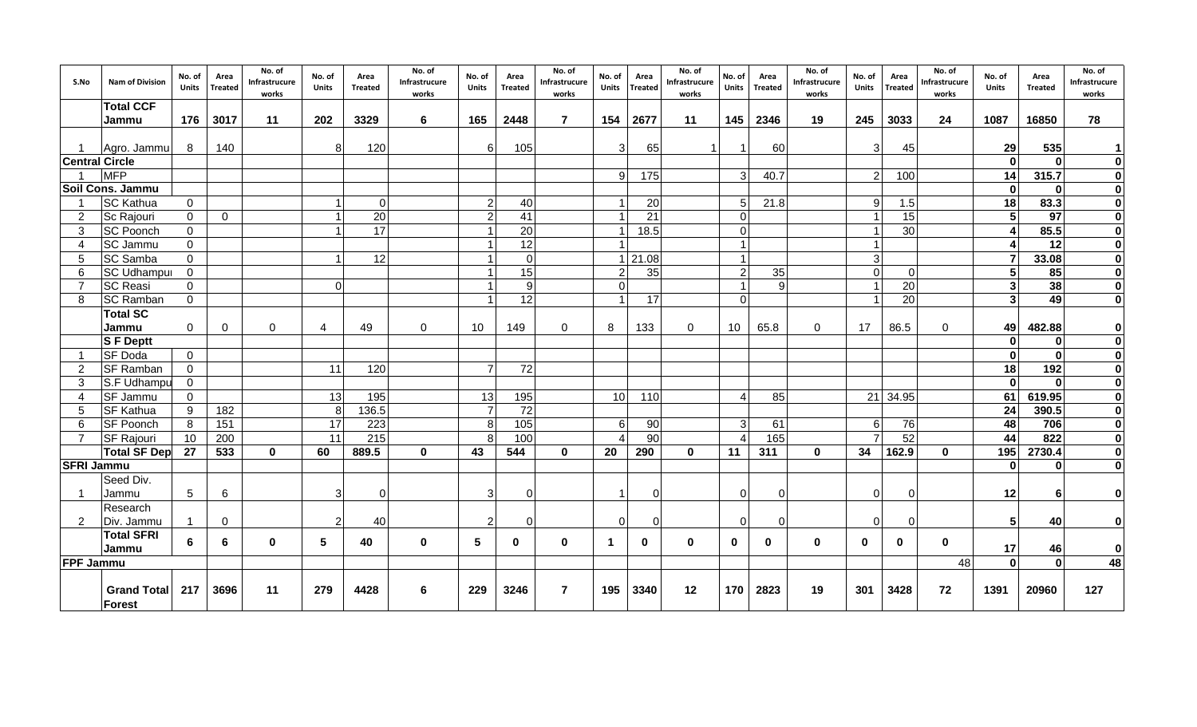| S.No | Nam of Division | No. of Units | Area Treated | No. of Infrastrucure works | No. of Units | Area Treated | No. of Infrastrucure works | No. of Units | Area Treated | No. of Infrastrucure works | No. of Units | Area Treated | No. of Infrastrucure works | No. of Units | Area Treated | No. of Infrastrucure works | No. of Units | Area Treated | No. of Infrastrucure works | No. of Units | Area Treated | No. of Infrastrucure works |
|---|---|---|---|---|---|---|---|---|---|---|---|---|---|---|---|---|---|---|---|---|---|---|
| | **Total CCF Jammu** | **176** | **3017** | **11** | **202** | **3329** | **6** | **165** | **2448** | **7** | **154** | **2677** | **11** | **145** | **2346** | **19** | **245** | **3033** | **24** | **1087** | **16850** | **78** |
| 1 | Agro. Jammu | 8 | 140 | | 8 | 120 | | 6 | 105 | | 3 | 65 | 1 | 1 | 60 | | 3 | 45 | | **29** | **535** | **1** |
| **Central Circle** | | | | | | | | | | | | | | | | | | | | **0** | **0** | **0** |
| 1 | MFP | | | | | | | | | | 9 | 175 | | 3 | 40.7 | | 2 | 100 | | **14** | **315.7** | **0** |
| **Soil Cons. Jammu** | | | | | | | | | | | | | | | | | | | | **0** | **0** | **0** |
| 1 | SC Kathua | 0 | | | 1 | 0 | | 2 | 40 | | 1 | 20 | | 5 | 21.8 | | 9 | 1.5 | | **18** | **83.3** | **0** |
| 2 | Sc Rajouri | 0 | 0 | | 1 | 20 | | 2 | 41 | | 1 | 21 | | 0 | | | 1 | 15 | | **5** | **97** | **0** |
| 3 | SC Poonch | 0 | | | 1 | 17 | | 1 | 20 | | 1 | 18.5 | | 0 | | | 1 | 30 | | **4** | **85.5** | **0** |
| 4 | SC Jammu | 0 | | | | | | 1 | 12 | | 1 | | | 1 | | | 1 | | | **4** | **12** | **0** |
| 5 | SC Samba | 0 | | | 1 | 12 | | 1 | 0 | | 1 | 21.08 | | 1 | | | 3 | | | **7** | **33.08** | **0** |
| 6 | SC Udhampur | 0 | | | | | | 1 | 15 | | 2 | 35 | | 2 | 35 | | 0 | 0 | | **5** | **85** | **0** |
| 7 | SC Reasi | 0 | | | 0 | | | 1 | 9 | | 0 | | | 1 | 9 | | 1 | 20 | | **3** | **38** | **0** |
| 8 | SC Ramban | 0 | | | | | | 1 | 12 | | 1 | 17 | | 0 | | | 1 | 20 | | **3** | **49** | **0** |
| | **Total SC Jammu** | 0 | 0 | 0 | 4 | 49 | 0 | 10 | 149 | 0 | 8 | 133 | 0 | 10 | 65.8 | 0 | 17 | 86.5 | 0 | **49** | **482.88** | **0** |
| | **S F Deptt** | | | | | | | | | | | | | | | | | | | **0** | **0** | **0** |
| 1 | SF Doda | 0 | | | | | | | | | | | | | | | | | | **0** | **0** | **0** |
| 2 | SF Ramban | 0 | | | 11 | 120 | | 7 | 72 | | | | | | | | | | | **18** | **192** | **0** |
| 3 | S.F Udhampu | 0 | | | | | | | | | | | | | | | | | | **0** | **0** | **0** |
| 4 | SF Jammu | 0 | | | 13 | 195 | | 13 | 195 | | 10 | 110 | | 4 | 85 | | 21 | 34.95 | | **61** | **619.95** | **0** |
| 5 | SF Kathua | 9 | 182 | | 8 | 136.5 | | 7 | 72 | | | | | | | | | | | **24** | **390.5** | **0** |
| 6 | SF Poonch | 8 | 151 | | 17 | 223 | | 8 | 105 | | 6 | 90 | | 3 | 61 | | 6 | 76 | | **48** | **706** | **0** |
| 7 | SF Rajouri | 10 | 200 | | 11 | 215 | | 8 | 100 | | 4 | 90 | | 4 | 165 | | 7 | 52 | | **44** | **822** | **0** |
| | **Total SF Dep** | **27** | **533** | **0** | **60** | **889.5** | **0** | **43** | **544** | **0** | **20** | **290** | **0** | **11** | **311** | **0** | **34** | **162.9** | **0** | **195** | **2730.4** | **0** |
| **SFRI Jammu** | | | | | | | | | | | | | | | | | | | | **0** | **0** | **0** |
| 1 | Seed Div. Jammu | 5 | 6 | | 3 | 0 | | 3 | 0 | | 1 | 0 | | 0 | 0 | | 0 | 0 | | **12** | **6** | **0** |
| 2 | Research Div. Jammu | 1 | 0 | | 2 | 40 | | 2 | 0 | | 0 | 0 | | 0 | 0 | | 0 | 0 | | **5** | **40** | **0** |
| | **Total SFRI Jammu** | **6** | **6** | **0** | **5** | **40** | **0** | **5** | **0** | **0** | **1** | **0** | **0** | **0** | **0** | **0** | **0** | **0** | **0** | **17** | **46** | **0** |
| **FPF Jammu** | | | | | | | | | | | | | | | | | | | 48 | **0** | **0** | **48** |
| | **Grand Total Forest** | **217** | **3696** | **11** | **279** | **4428** | **6** | **229** | **3246** | **7** | **195** | **3340** | **12** | **170** | **2823** | **19** | **301** | **3428** | **72** | **1391** | **20960** | **127** |